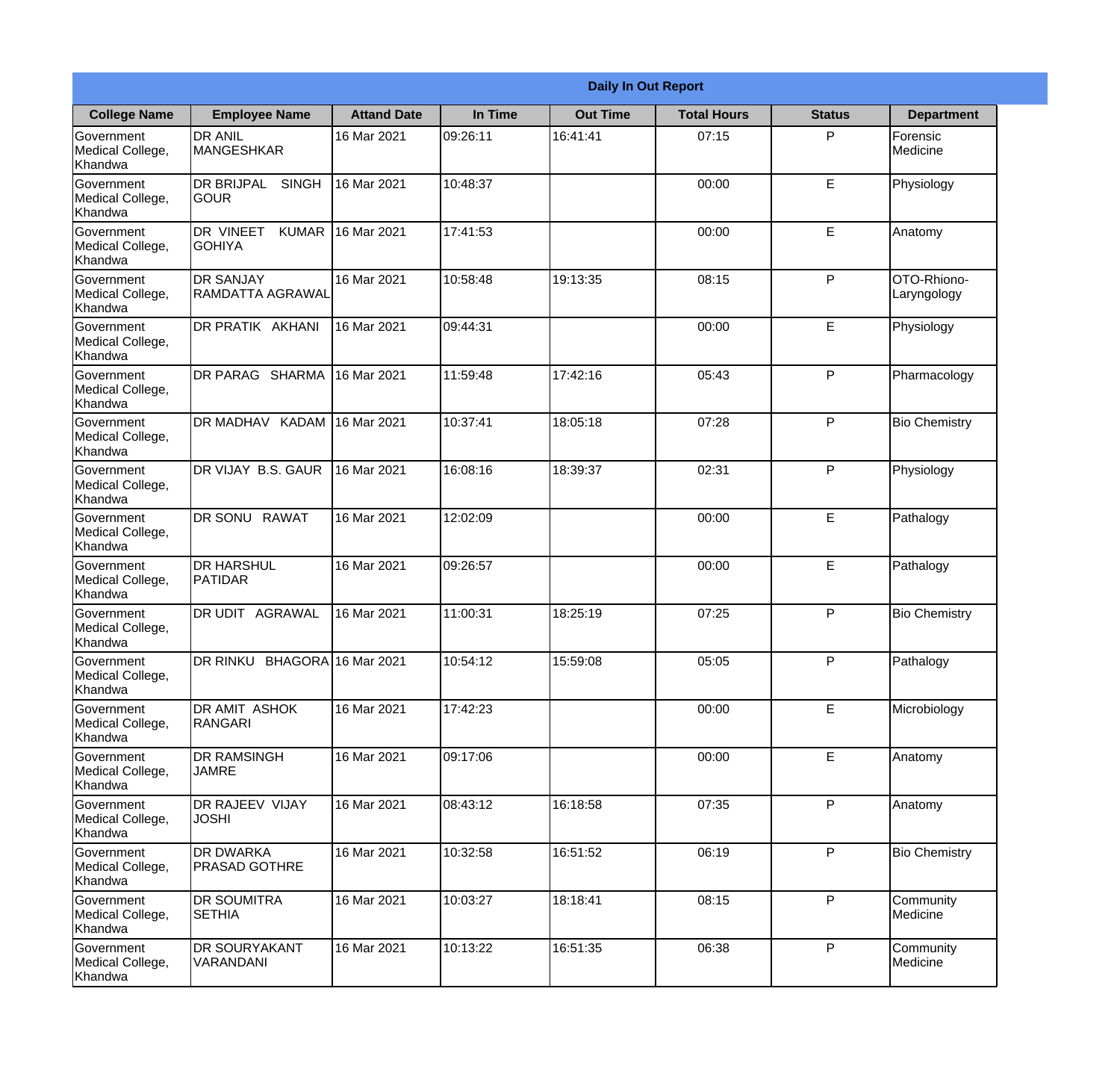| Daily In Out Report | | | | | | | |
|---|---|---|---|---|---|---|---|
| **College Name** | **Employee Name** | **Attand Date** | **In Time** | **Out Time** | **Total Hours** | **Status** | **Department** |
| Government Medical College, Khandwa | DR ANIL MANGESHKAR | 16 Mar 2021 | 09:26:11 | 16:41:41 | 07:15 | P | Forensic Medicine |
| Government Medical College, Khandwa | DR BRIJPAL SINGH GOUR | 16 Mar 2021 | 10:48:37 | | 00:00 | E | Physiology |
| Government Medical College, Khandwa | DR VINEET KUMAR GOHIYA | 16 Mar 2021 | 17:41:53 | | 00:00 | E | Anatomy |
| Government Medical College, Khandwa | DR SANJAY RAMDATTA AGRAWAL | 16 Mar 2021 | 10:58:48 | 19:13:35 | 08:15 | P | OTO-Rhiono-Laryngology |
| Government Medical College, Khandwa | DR PRATIK AKHANI | 16 Mar 2021 | 09:44:31 | | 00:00 | E | Physiology |
| Government Medical College, Khandwa | DR PARAG SHARMA | 16 Mar 2021 | 11:59:48 | 17:42:16 | 05:43 | P | Pharmacology |
| Government Medical College, Khandwa | DR MADHAV KADAM | 16 Mar 2021 | 10:37:41 | 18:05:18 | 07:28 | P | Bio Chemistry |
| Government Medical College, Khandwa | DR VIJAY B.S. GAUR | 16 Mar 2021 | 16:08:16 | 18:39:37 | 02:31 | P | Physiology |
| Government Medical College, Khandwa | DR SONU RAWAT | 16 Mar 2021 | 12:02:09 | | 00:00 | E | Pathalogy |
| Government Medical College, Khandwa | DR HARSHUL PATIDAR | 16 Mar 2021 | 09:26:57 | | 00:00 | E | Pathalogy |
| Government Medical College, Khandwa | DR UDIT AGRAWAL | 16 Mar 2021 | 11:00:31 | 18:25:19 | 07:25 | P | Bio Chemistry |
| Government Medical College, Khandwa | DR RINKU BHAGORA | 16 Mar 2021 | 10:54:12 | 15:59:08 | 05:05 | P | Pathalogy |
| Government Medical College, Khandwa | DR AMIT ASHOK RANGARI | 16 Mar 2021 | 17:42:23 | | 00:00 | E | Microbiology |
| Government Medical College, Khandwa | DR RAMSINGH JAMRE | 16 Mar 2021 | 09:17:06 | | 00:00 | E | Anatomy |
| Government Medical College, Khandwa | DR RAJEEV VIJAY JOSHI | 16 Mar 2021 | 08:43:12 | 16:18:58 | 07:35 | P | Anatomy |
| Government Medical College, Khandwa | DR DWARKA PRASAD GOTHRE | 16 Mar 2021 | 10:32:58 | 16:51:52 | 06:19 | P | Bio Chemistry |
| Government Medical College, Khandwa | DR SOUMITRA SETHIA | 16 Mar 2021 | 10:03:27 | 18:18:41 | 08:15 | P | Community Medicine |
| Government Medical College, Khandwa | DR SOURYAKANT VARANDANI | 16 Mar 2021 | 10:13:22 | 16:51:35 | 06:38 | P | Community Medicine |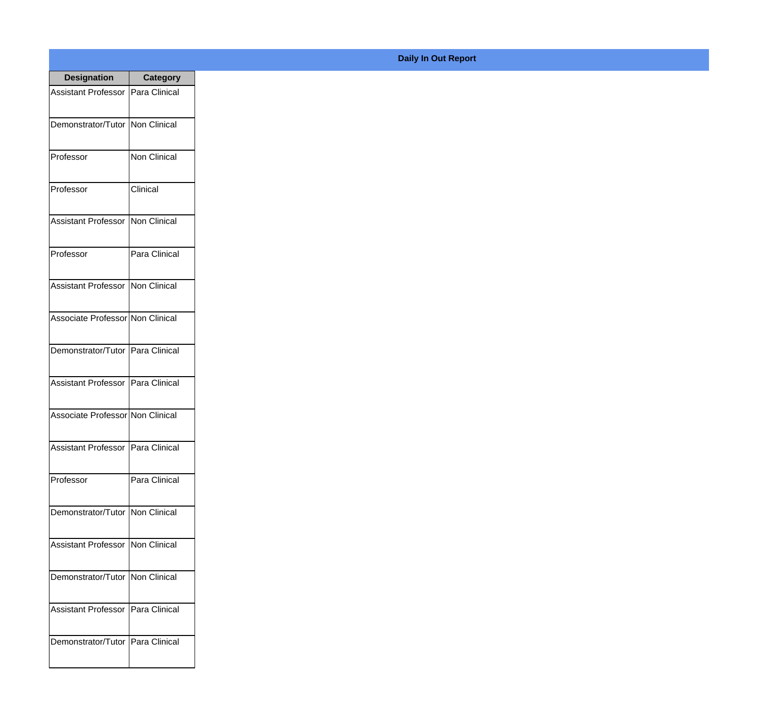# Daily In Out Report

| Designation | Category |
|---|---|
| Assistant Professor | Para Clinical |
| Demonstrator/Tutor | Non Clinical |
| Professor | Non Clinical |
| Professor | Clinical |
| Assistant Professor | Non Clinical |
| Professor | Para Clinical |
| Assistant Professor | Non Clinical |
| Associate Professor | Non Clinical |
| Demonstrator/Tutor | Para Clinical |
| Assistant Professor | Para Clinical |
| Associate Professor | Non Clinical |
| Assistant Professor | Para Clinical |
| Professor | Para Clinical |
| Demonstrator/Tutor | Non Clinical |
| Assistant Professor | Non Clinical |
| Demonstrator/Tutor | Non Clinical |
| Assistant Professor | Para Clinical |
| Demonstrator/Tutor | Para Clinical |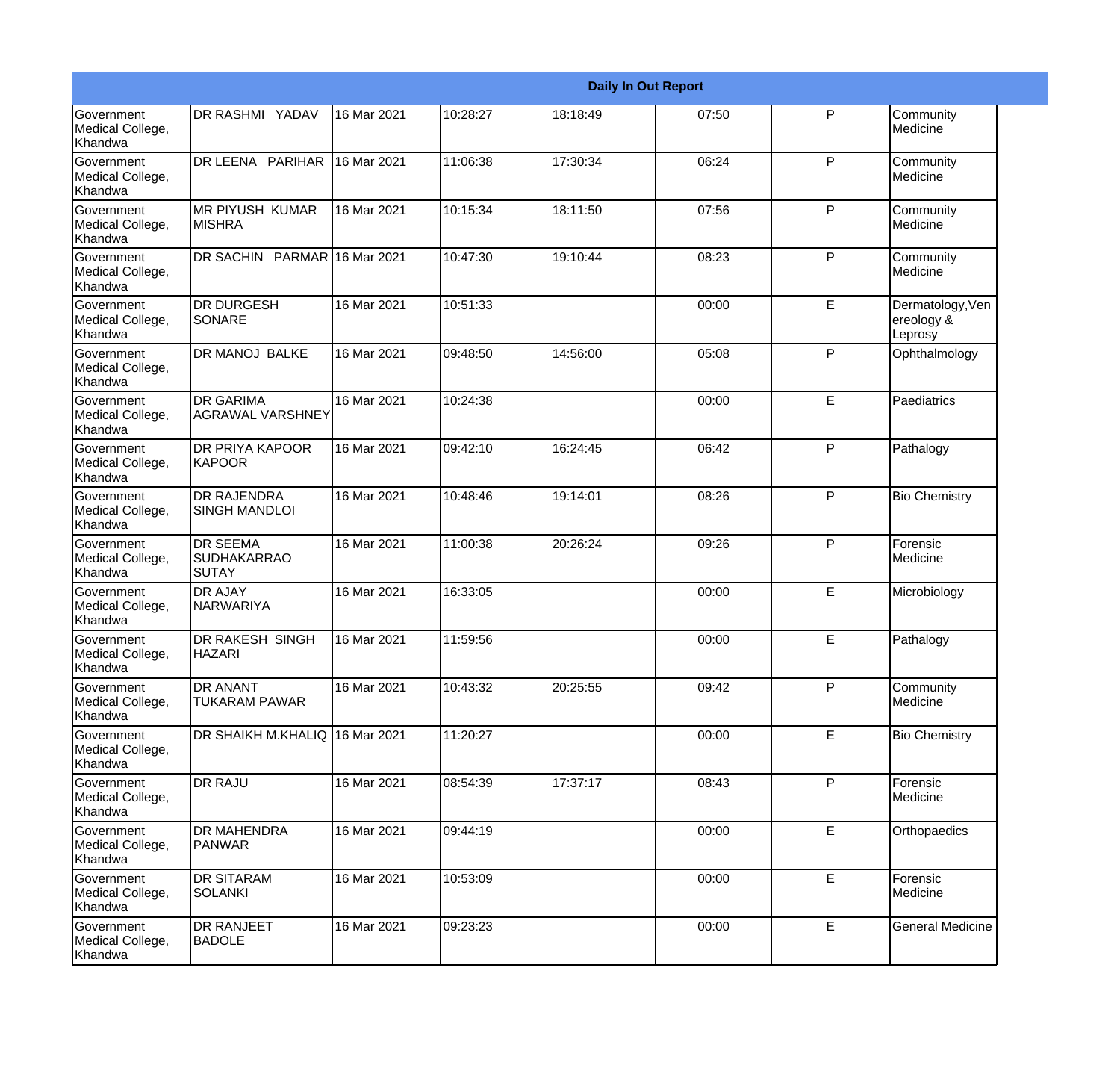| Daily In Out Report | | | | | | | |
|---|---|---|---|---|---|---|---|
| Government Medical College, Khandwa | DR RASHMI YADAV | 16 Mar 2021 | 10:28:27 | 18:18:49 | 07:50 | P | Community Medicine |
| Government Medical College, Khandwa | DR LEENA PARIHAR | 16 Mar 2021 | 11:06:38 | 17:30:34 | 06:24 | P | Community Medicine |
| Government Medical College, Khandwa | MR PIYUSH KUMAR MISHRA | 16 Mar 2021 | 10:15:34 | 18:11:50 | 07:56 | P | Community Medicine |
| Government Medical College, Khandwa | DR SACHIN PARMAR | 16 Mar 2021 | 10:47:30 | 19:10:44 | 08:23 | P | Community Medicine |
| Government Medical College, Khandwa | DR DURGESH SONARE | 16 Mar 2021 | 10:51:33 | | 00:00 | E | Dermatology,Venereology & Leprosy |
| Government Medical College, Khandwa | DR MANOJ BALKE | 16 Mar 2021 | 09:48:50 | 14:56:00 | 05:08 | P | Ophthalmology |
| Government Medical College, Khandwa | DR GARIMA AGRAWAL VARSHNEY | 16 Mar 2021 | 10:24:38 | | 00:00 | E | Paediatrics |
| Government Medical College, Khandwa | DR PRIYA KAPOOR KAPOOR | 16 Mar 2021 | 09:42:10 | 16:24:45 | 06:42 | P | Pathalogy |
| Government Medical College, Khandwa | DR RAJENDRA SINGH MANDLOI | 16 Mar 2021 | 10:48:46 | 19:14:01 | 08:26 | P | Bio Chemistry |
| Government Medical College, Khandwa | DR SEEMA SUDHAKARRAO SUTAY | 16 Mar 2021 | 11:00:38 | 20:26:24 | 09:26 | P | Forensic Medicine |
| Government Medical College, Khandwa | DR AJAY NARWARIYA | 16 Mar 2021 | 16:33:05 | | 00:00 | E | Microbiology |
| Government Medical College, Khandwa | DR RAKESH SINGH HAZARI | 16 Mar 2021 | 11:59:56 | | 00:00 | E | Pathalogy |
| Government Medical College, Khandwa | DR ANANT TUKARAM PAWAR | 16 Mar 2021 | 10:43:32 | 20:25:55 | 09:42 | P | Community Medicine |
| Government Medical College, Khandwa | DR SHAIKH M.KHALIQ | 16 Mar 2021 | 11:20:27 | | 00:00 | E | Bio Chemistry |
| Government Medical College, Khandwa | DR RAJU | 16 Mar 2021 | 08:54:39 | 17:37:17 | 08:43 | P | Forensic Medicine |
| Government Medical College, Khandwa | DR MAHENDRA PANWAR | 16 Mar 2021 | 09:44:19 | | 00:00 | E | Orthopaedics |
| Government Medical College, Khandwa | DR SITARAM SOLANKI | 16 Mar 2021 | 10:53:09 | | 00:00 | E | Forensic Medicine |
| Government Medical College, Khandwa | DR RANJEET BADOLE | 16 Mar 2021 | 09:23:23 | | 00:00 | E | General Medicine |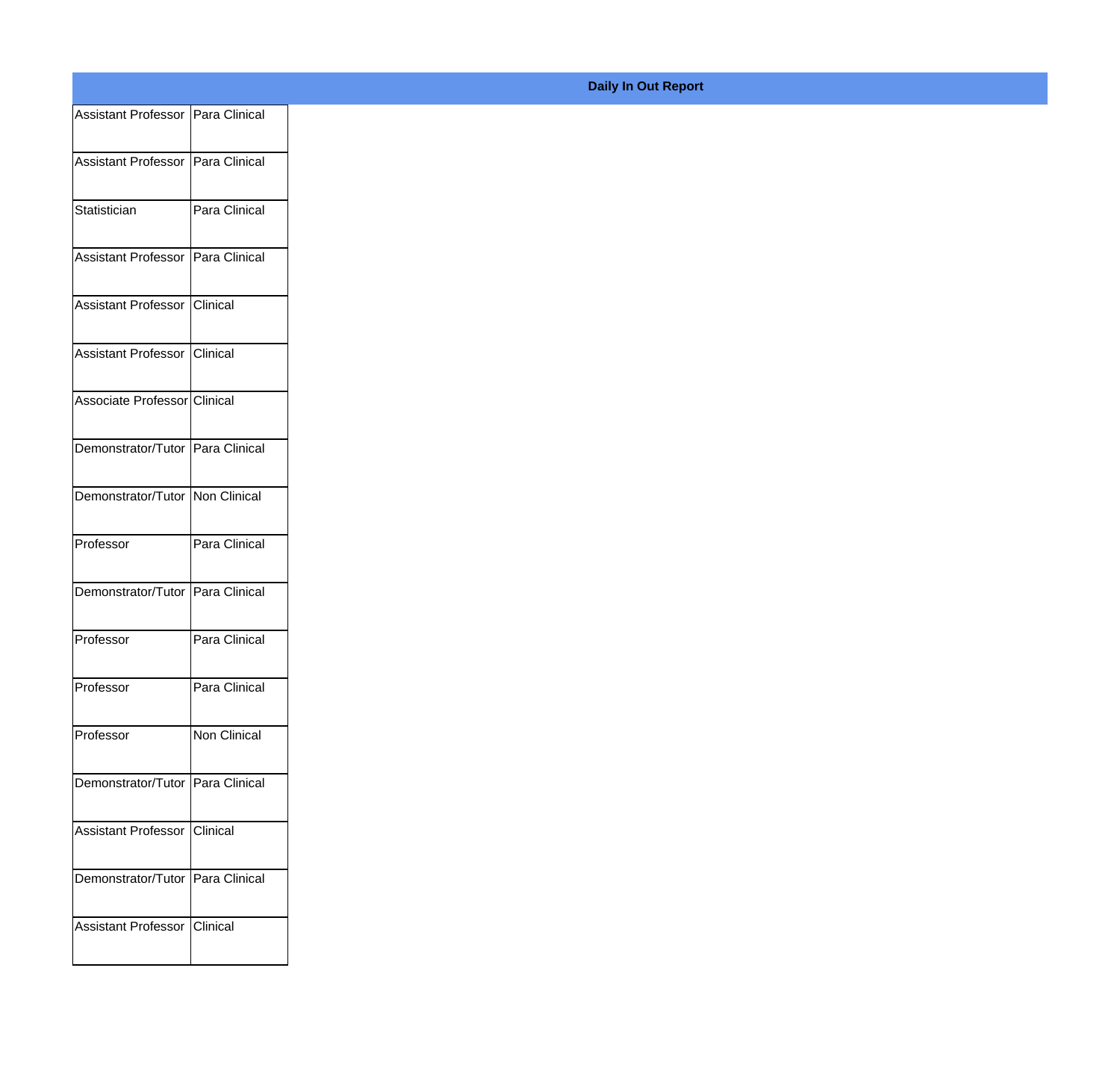**Daily In Out Report**

| | |
|---|---|
| Assistant Professor | Para Clinical |
| Assistant Professor | Para Clinical |
| Statistician | Para Clinical |
| Assistant Professor | Para Clinical |
| Assistant Professor | Clinical |
| Assistant Professor | Clinical |
| Associate Professor | Clinical |
| Demonstrator/Tutor | Para Clinical |
| Demonstrator/Tutor | Non Clinical |
| Professor | Para Clinical |
| Demonstrator/Tutor | Para Clinical |
| Professor | Para Clinical |
| Professor | Para Clinical |
| Professor | Non Clinical |
| Demonstrator/Tutor | Para Clinical |
| Assistant Professor | Clinical |
| Demonstrator/Tutor | Para Clinical |
| Assistant Professor | Clinical |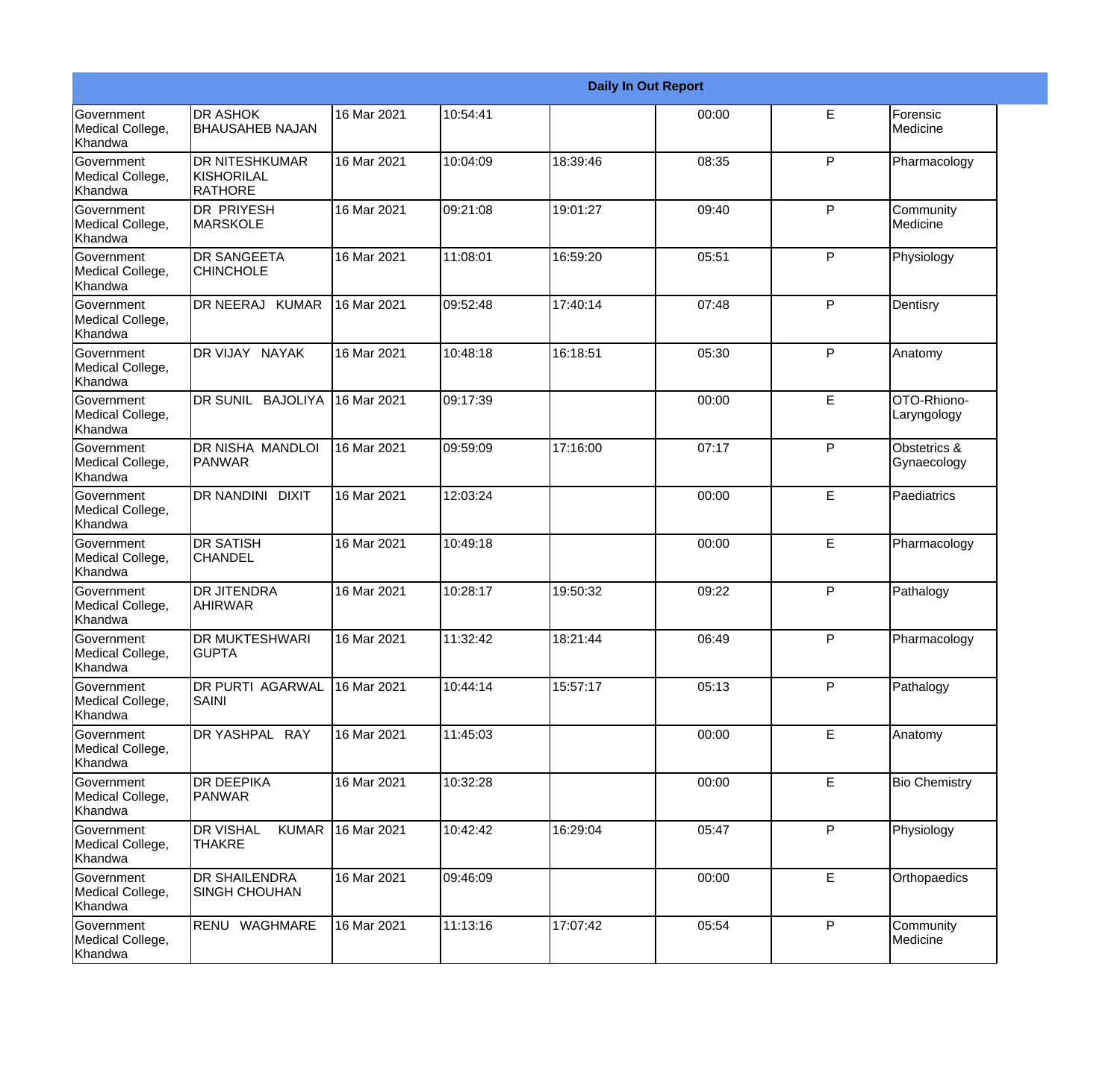| Daily In Out Report | | | | | | | |
|---|---|---|---|---|---|---|---|
| Government Medical College, Khandwa | DR ASHOK BHAUSAHEB NAJAN | 16 Mar 2021 | 10:54:41 | | 00:00 | E | Forensic Medicine |
| Government Medical College, Khandwa | DR NITESHKUMAR KISHORILAL RATHORE | 16 Mar 2021 | 10:04:09 | 18:39:46 | 08:35 | P | Pharmacology |
| Government Medical College, Khandwa | DR PRIYESH MARSKOLE | 16 Mar 2021 | 09:21:08 | 19:01:27 | 09:40 | P | Community Medicine |
| Government Medical College, Khandwa | DR SANGEETA CHINCHOLE | 16 Mar 2021 | 11:08:01 | 16:59:20 | 05:51 | P | Physiology |
| Government Medical College, Khandwa | DR NEERAJ KUMAR | 16 Mar 2021 | 09:52:48 | 17:40:14 | 07:48 | P | Dentisry |
| Government Medical College, Khandwa | DR VIJAY NAYAK | 16 Mar 2021 | 10:48:18 | 16:18:51 | 05:30 | P | Anatomy |
| Government Medical College, Khandwa | DR SUNIL BAJOLIYA | 16 Mar 2021 | 09:17:39 | | 00:00 | E | OTO-Rhiono-Laryngology |
| Government Medical College, Khandwa | DR NISHA MANDLOI PANWAR | 16 Mar 2021 | 09:59:09 | 17:16:00 | 07:17 | P | Obstetrics & Gynaecology |
| Government Medical College, Khandwa | DR NANDINI DIXIT | 16 Mar 2021 | 12:03:24 | | 00:00 | E | Paediatrics |
| Government Medical College, Khandwa | DR SATISH CHANDEL | 16 Mar 2021 | 10:49:18 | | 00:00 | E | Pharmacology |
| Government Medical College, Khandwa | DR JITENDRA AHIRWAR | 16 Mar 2021 | 10:28:17 | 19:50:32 | 09:22 | P | Pathalogy |
| Government Medical College, Khandwa | DR MUKTESHWARI GUPTA | 16 Mar 2021 | 11:32:42 | 18:21:44 | 06:49 | P | Pharmacology |
| Government Medical College, Khandwa | DR PURTI AGARWAL SAINI | 16 Mar 2021 | 10:44:14 | 15:57:17 | 05:13 | P | Pathalogy |
| Government Medical College, Khandwa | DR YASHPAL RAY | 16 Mar 2021 | 11:45:03 | | 00:00 | E | Anatomy |
| Government Medical College, Khandwa | DR DEEPIKA PANWAR | 16 Mar 2021 | 10:32:28 | | 00:00 | E | Bio Chemistry |
| Government Medical College, Khandwa | DR VISHAL KUMAR THAKRE | 16 Mar 2021 | 10:42:42 | 16:29:04 | 05:47 | P | Physiology |
| Government Medical College, Khandwa | DR SHAILENDRA SINGH CHOUHAN | 16 Mar 2021 | 09:46:09 | | 00:00 | E | Orthopaedics |
| Government Medical College, Khandwa | RENU WAGHMARE | 16 Mar 2021 | 11:13:16 | 17:07:42 | 05:54 | P | Community Medicine |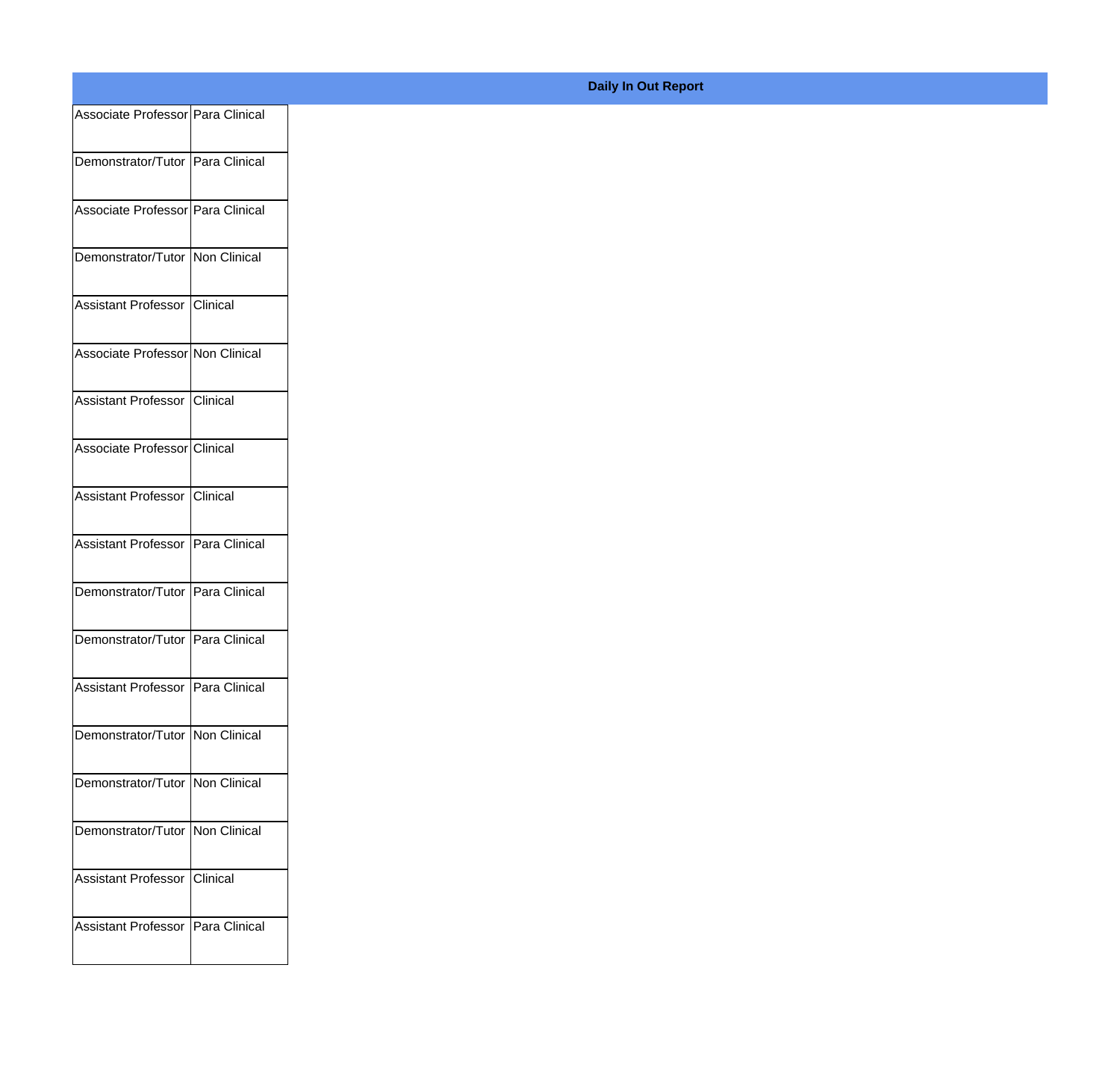**Daily In Out Report**

| | |
|---|---|
| Associate Professor | Para Clinical |
| Demonstrator/Tutor | Para Clinical |
| Associate Professor | Para Clinical |
| Demonstrator/Tutor | Non Clinical |
| Assistant Professor | Clinical |
| Associate Professor | Non Clinical |
| Assistant Professor | Clinical |
| Associate Professor | Clinical |
| Assistant Professor | Clinical |
| Assistant Professor | Para Clinical |
| Demonstrator/Tutor | Para Clinical |
| Demonstrator/Tutor | Para Clinical |
| Assistant Professor | Para Clinical |
| Demonstrator/Tutor | Non Clinical |
| Demonstrator/Tutor | Non Clinical |
| Demonstrator/Tutor | Non Clinical |
| Assistant Professor | Clinical |
| Assistant Professor | Para Clinical |